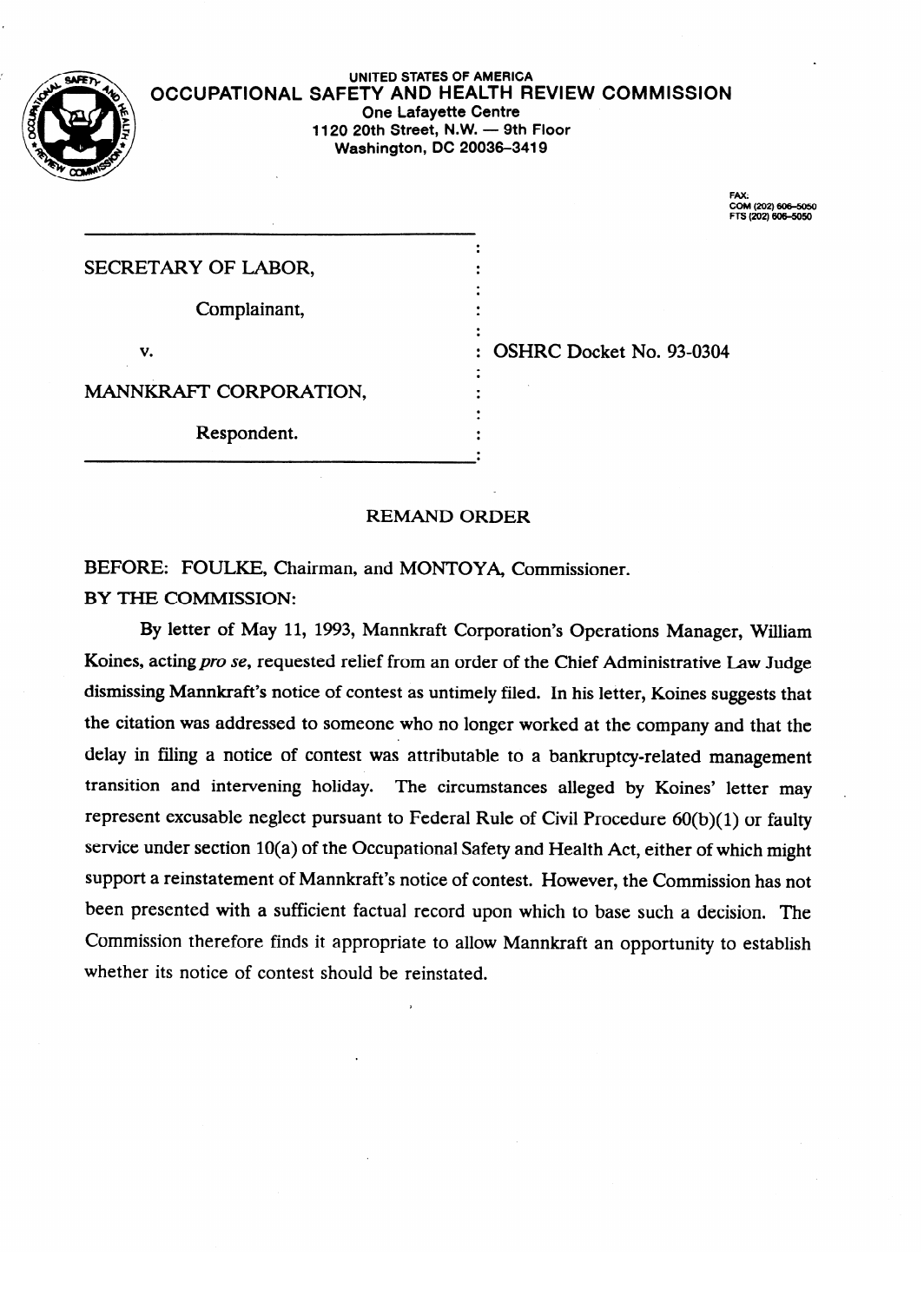UNITED STATES OF AMERICA

**OCCUPATIONAL SAFETY AND HEALTH REVIEW COMMISSION**

One Lafayette Centre
1120 20th Street, N.W. — 9th Floor
Washington, DC 20036-3419

FAX:
COM (202) 606-5050
FTS (202) 606-5050

SECRETARY OF LABOR,

Complainant,

v.

MANNKRAFT CORPORATION,

Respondent.

OSHRC Docket No. 93-0304

## REMAND ORDER

BEFORE: FOULKE, Chairman, and MONTOYA, Commissioner.

BY THE COMMISSION:

By letter of May 11, 1993, Mannkraft Corporation's Operations Manager, William Koines, acting *pro se*, requested relief from an order of the Chief Administrative Law Judge dismissing Mannkraft's notice of contest as untimely filed. In his letter, Koines suggests that the citation was addressed to someone who no longer worked at the company and that the delay in filing a notice of contest was attributable to a bankruptcy-related management transition and intervening holiday. The circumstances alleged by Koines' letter may represent excusable neglect pursuant to Federal Rule of Civil Procedure 60(b)(1) or faulty service under section 10(a) of the Occupational Safety and Health Act, either of which might support a reinstatement of Mannkraft's notice of contest. However, the Commission has not been presented with a sufficient factual record upon which to base such a decision. The Commission therefore finds it appropriate to allow Mannkraft an opportunity to establish whether its notice of contest should be reinstated.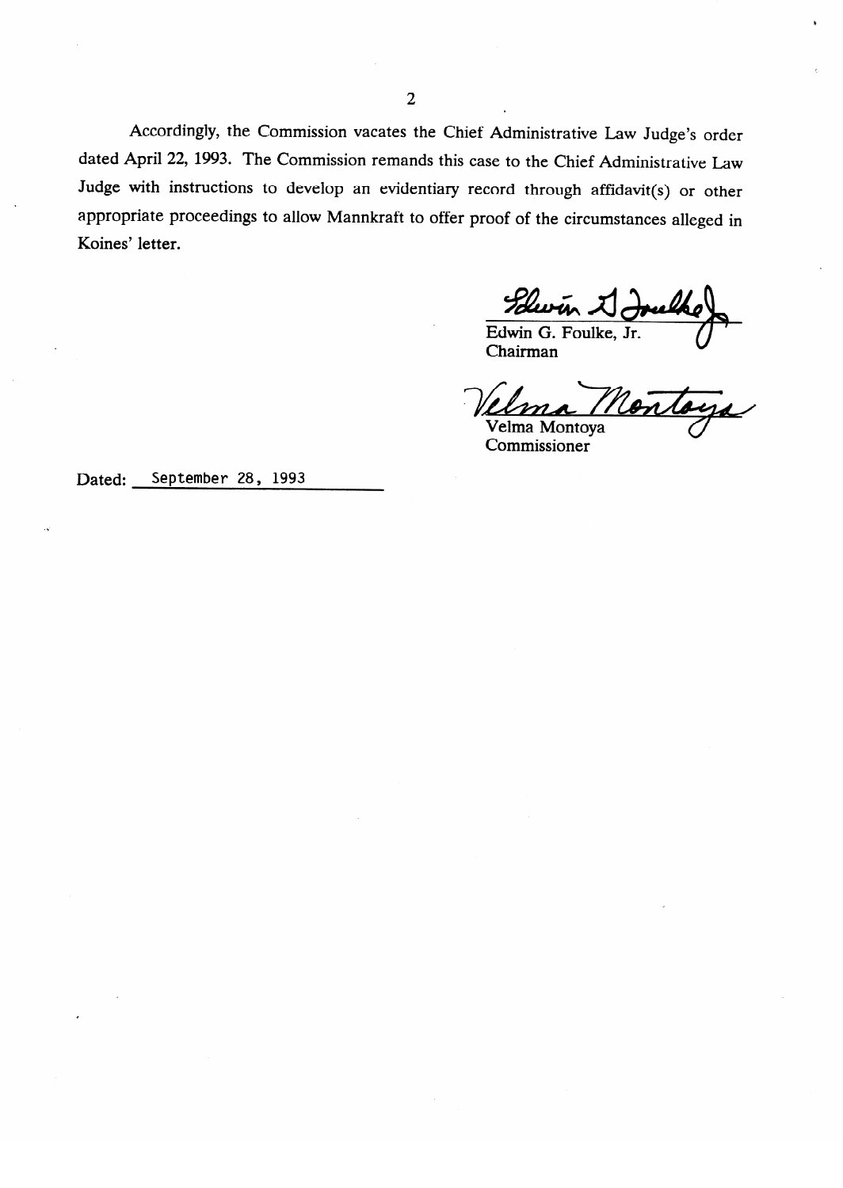Accordingly, the Commission vacates the Chief Administrative Law Judge's order dated April 22, 1993. The Commission remands this case to the Chief Administrative Law Judge with instructions to develop an evidentiary record through affidavit(s) or other appropriate proceedings to allow Mannkraft to offer proof of the circumstances alleged in Koines' letter.

Edwin G. Foulke, Jr.
Chairman

Velma Montoya
Commissioner

Dated: September 28, 1993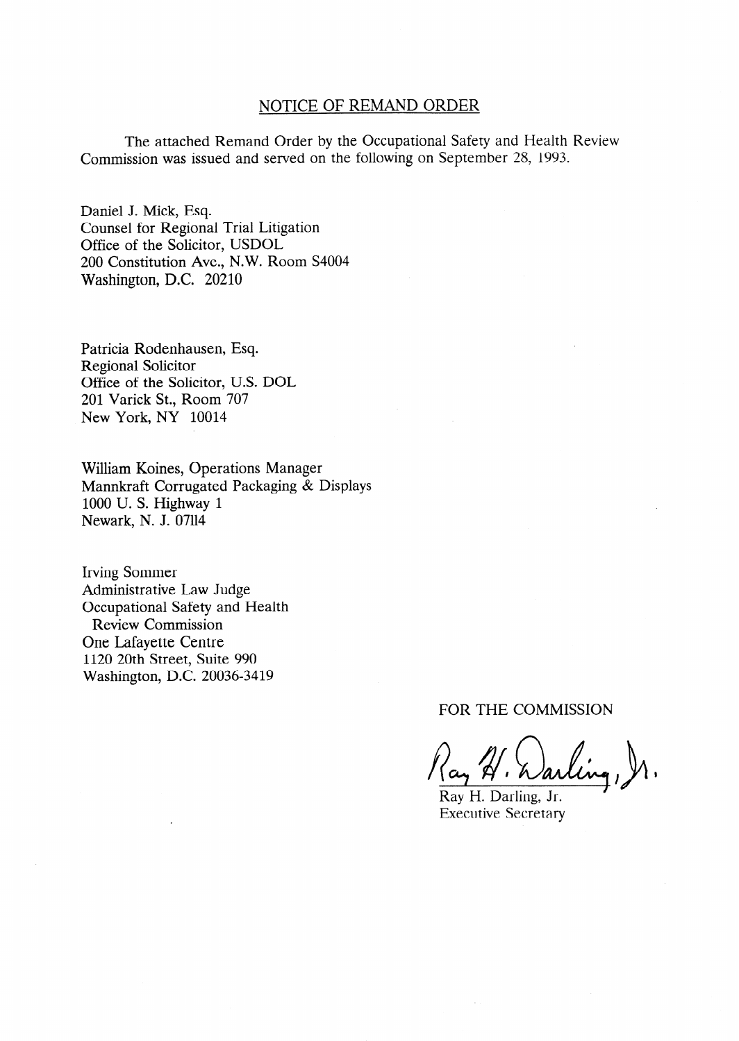## NOTICE OF REMAND ORDER

The attached Remand Order by the Occupational Safety and Health Review Commission was issued and served on the following on September 28, 1993.

Daniel J. Mick, Esq.
Counsel for Regional Trial Litigation
Office of the Solicitor, USDOL
200 Constitution Ave., N.W. Room S4004
Washington, D.C. 20210

Patricia Rodenhausen, Esq.
Regional Solicitor
Office of the Solicitor, U.S. DOL
201 Varick St., Room 707
New York, NY 10014

William Koines, Operations Manager
Mannkraft Corrugated Packaging & Displays
1000 U. S. Highway 1
Newark, N. J. 07114

Irving Sommer
Administrative Law Judge
Occupational Safety and Health
Review Commission
One Lafayette Centre
1120 20th Street, Suite 990
Washington, D.C. 20036-3419

FOR THE COMMISSION

Ray H. Darling, Jr.
Executive Secretary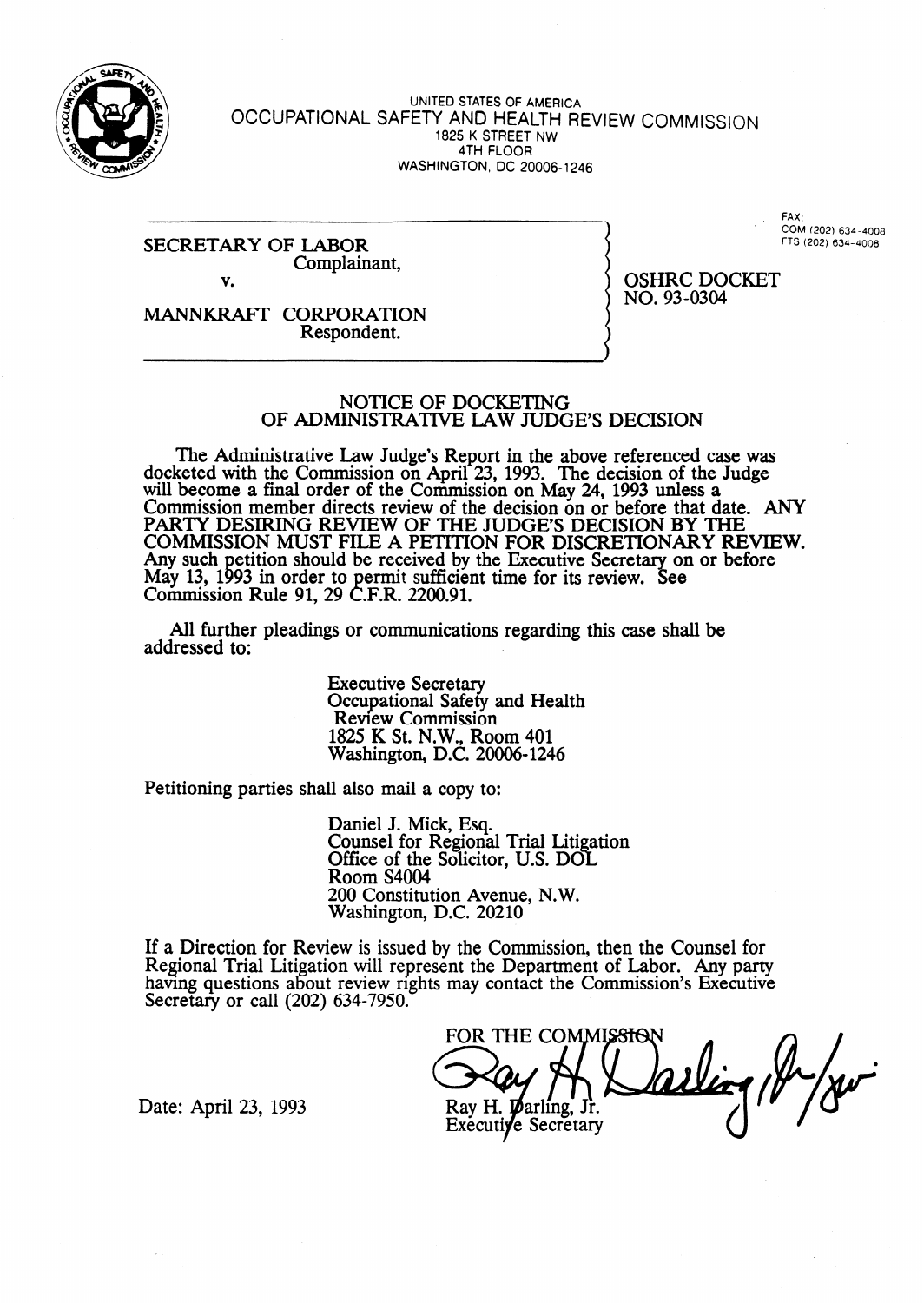UNITED STATES OF AMERICA

OCCUPATIONAL SAFETY AND HEALTH REVIEW COMMISSION

1825 K STREET NW

4TH FLOOR

WASHINGTON, DC 20006-1246

FAX:
COM (202) 634-4008
FTS (202) 634-4008

SECRETARY OF LABOR
Complainant,

v.

MANNKRAFT CORPORATION
Respondent.

OSHRC DOCKET
NO. 93-0304

## NOTICE OF DOCKETING OF ADMINISTRATIVE LAW JUDGE'S DECISION

The Administrative Law Judge's Report in the above referenced case was docketed with the Commission on April 23, 1993. The decision of the Judge will become a final order of the Commission on May 24, 1993 unless a Commission member directs review of the decision on or before that date. ANY PARTY DESIRING REVIEW OF THE JUDGE'S DECISION BY THE COMMISSION MUST FILE A PETITION FOR DISCRETIONARY REVIEW. Any such petition should be received by the Executive Secretary on or before May 13, 1993 in order to permit sufficient time for its review. See Commission Rule 91, 29 C.F.R. 2200.91.

All further pleadings or communications regarding this case shall be addressed to:

> Executive Secretary
> Occupational Safety and Health Review Commission
> 1825 K St. N.W., Room 401
> Washington, D.C. 20006-1246

Petitioning parties shall also mail a copy to:

> Daniel J. Mick, Esq.
> Counsel for Regional Trial Litigation
> Office of the Solicitor, U.S. DOL
> Room S4004
> 200 Constitution Avenue, N.W.
> Washington, D.C. 20210

If a Direction for Review is issued by the Commission, then the Counsel for Regional Trial Litigation will represent the Department of Labor. Any party having questions about review rights may contact the Commission's Executive Secretary or call (202) 634-7950.

FOR THE COMMISSION

Ray H. Darling, Jr.
Executive Secretary

Date: April 23, 1993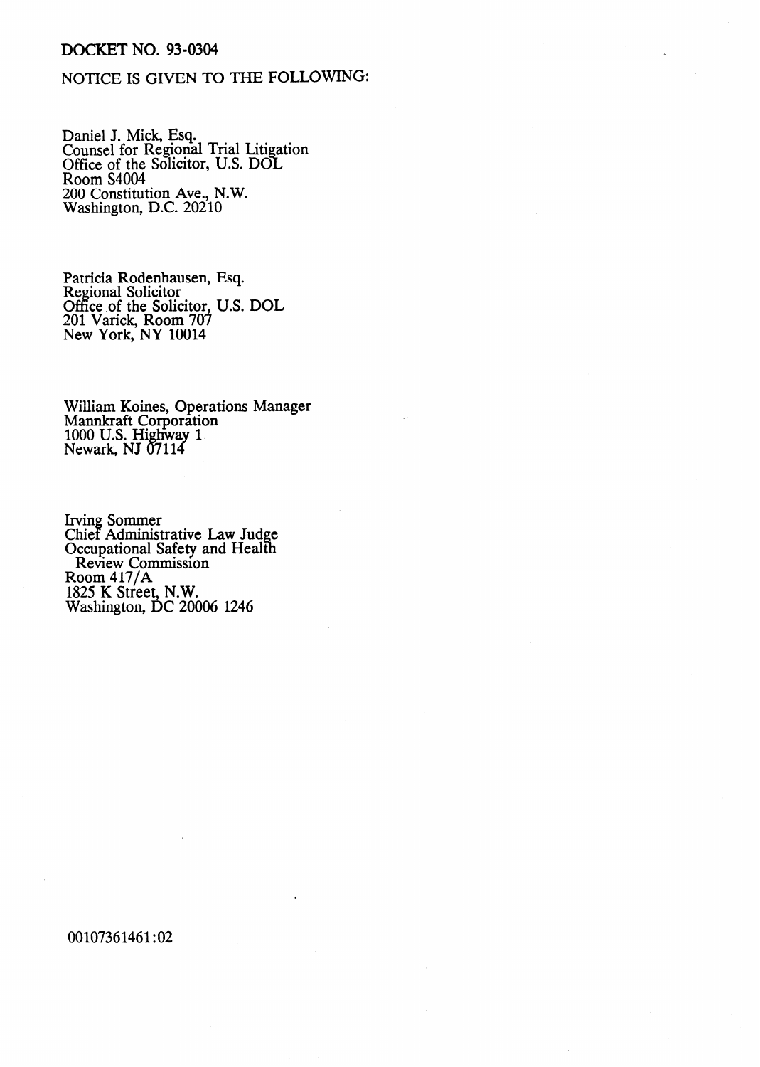DOCKET NO. 93-0304

NOTICE IS GIVEN TO THE FOLLOWING:

Daniel J. Mick, Esq.
Counsel for Regional Trial Litigation
Office of the Solicitor, U.S. DOL
Room S4004
200 Constitution Ave., N.W.
Washington, D.C. 20210

Patricia Rodenhausen, Esq.
Regional Solicitor
Office of the Solicitor, U.S. DOL
201 Varick, Room 707
New York, NY 10014

William Koines, Operations Manager
Mannkraft Corporation
1000 U.S. Highway 1
Newark, NJ 07114

Irving Sommer
Chief Administrative Law Judge
Occupational Safety and Health
Review Commission
Room 417/A
1825 K Street, N.W.
Washington, DC 20006 1246

00107361461:02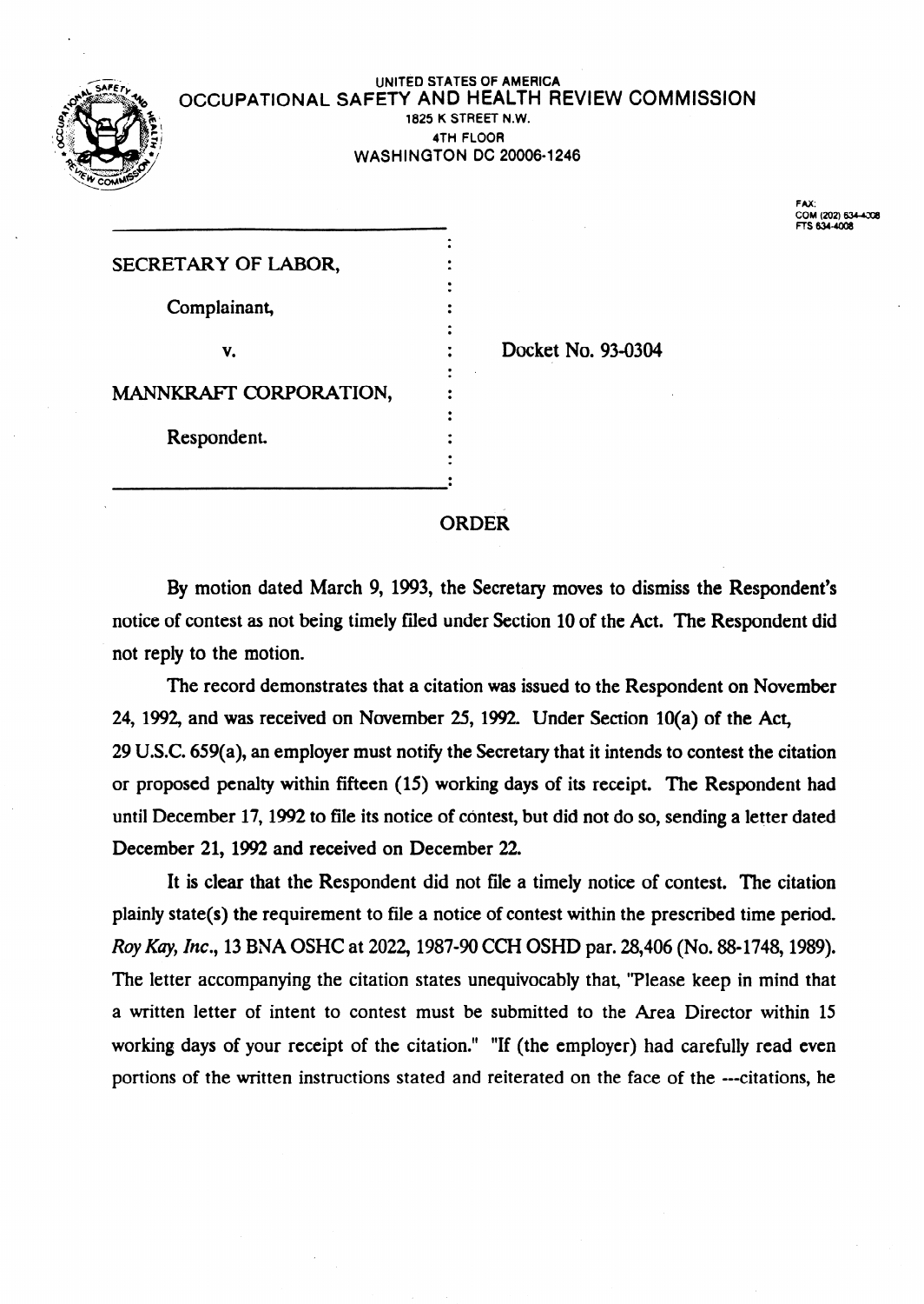UNITED STATES OF AMERICA

OCCUPATIONAL SAFETY AND HEALTH REVIEW COMMISSION

1825 K STREET N.W.

4TH FLOOR

WASHINGTON DC 20006-1246

FAX:
COM (202) 634-4008
FTS 634-4008

| | |
|---|---|
| SECRETARY OF LABOR, | |
| Complainant, | |
| v. | Docket No. 93-0304 |
| MANNKRAFT CORPORATION, | |
| Respondent. | |

## ORDER

By motion dated March 9, 1993, the Secretary moves to dismiss the Respondent's notice of contest as not being timely filed under Section 10 of the Act. The Respondent did not reply to the motion.

The record demonstrates that a citation was issued to the Respondent on November 24, 1992, and was received on November 25, 1992. Under Section 10(a) of the Act, 29 U.S.C. 659(a), an employer must notify the Secretary that it intends to contest the citation or proposed penalty within fifteen (15) working days of its receipt. The Respondent had until December 17, 1992 to file its notice of contest, but did not do so, sending a letter dated December 21, 1992 and received on December 22.

It is clear that the Respondent did not file a timely notice of contest. The citation plainly state(s) the requirement to file a notice of contest within the prescribed time period. *Roy Kay, Inc.*, 13 BNA OSHC at 2022, 1987-90 CCH OSHD par. 28,406 (No. 88-1748, 1989). The letter accompanying the citation states unequivocably that, "Please keep in mind that a written letter of intent to contest must be submitted to the Area Director within 15 working days of your receipt of the citation." "If (the employer) had carefully read even portions of the written instructions stated and reiterated on the face of the ---citations, he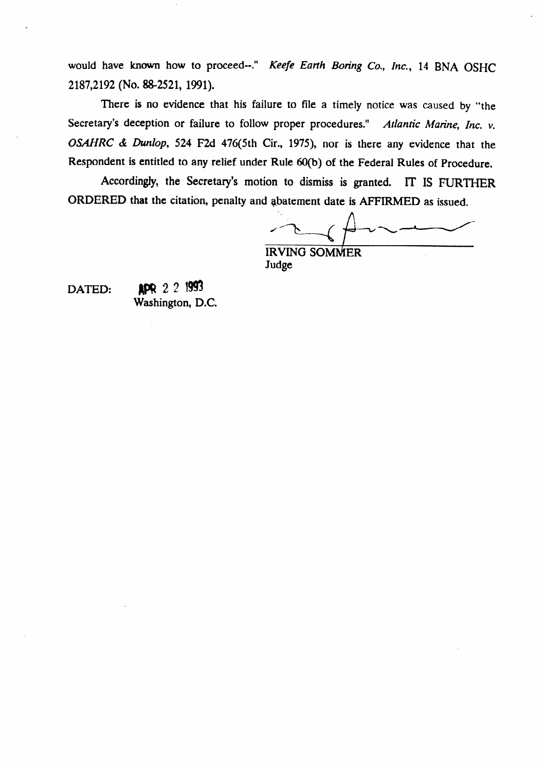would have known how to proceed--." *Keefe Earth Boring Co., Inc.*, 14 BNA OSHC 2187,2192 (No. 88-2521, 1991).

There is no evidence that his failure to file a timely notice was caused by "the Secretary's deception or failure to follow proper procedures." *Atlantic Marine, Inc. v. OSAHRC & Dunlop*, 524 F2d 476(5th Cir., 1975), nor is there any evidence that the Respondent is entitled to any relief under Rule 60(b) of the Federal Rules of Procedure.

Accordingly, the Secretary's motion to dismiss is granted. IT IS FURTHER ORDERED that the citation, penalty and abatement date is AFFIRMED as issued.

IRVING SOMMER
Judge

DATED: APR 22 1993
Washington, D.C.